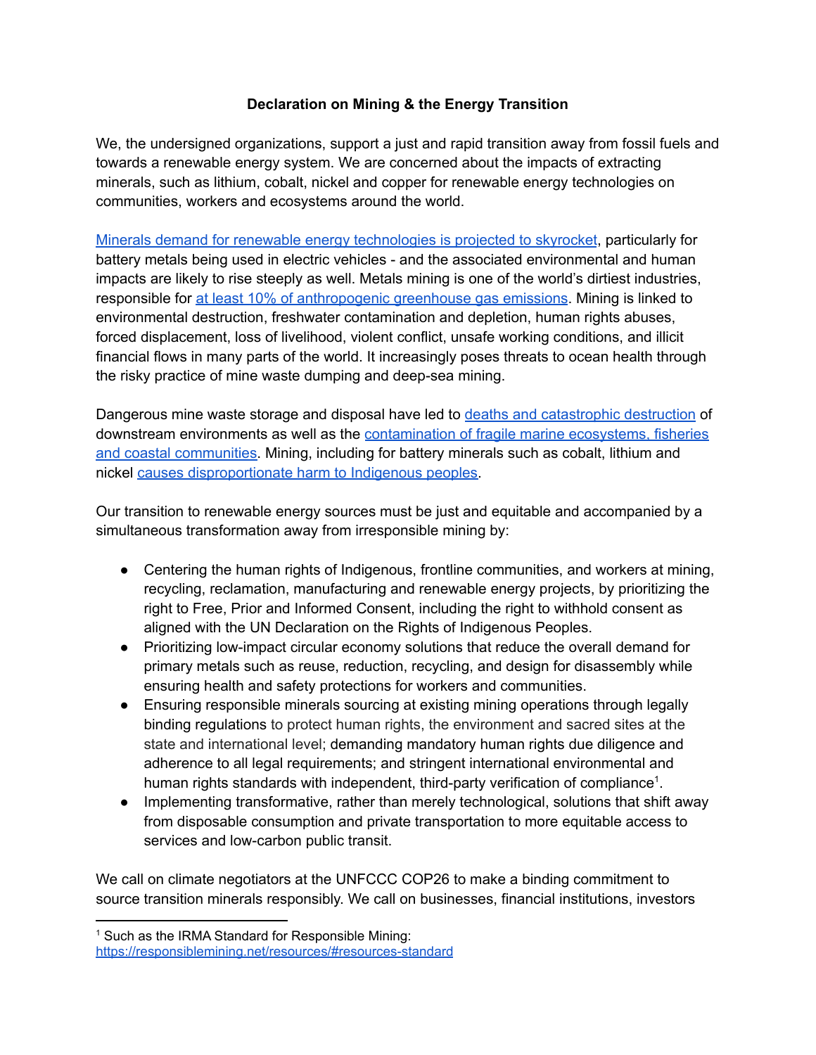**Declaration on Mining & the Energy Transition**

We, the undersigned organizations, support a just and rapid transition away from fossil fuels and towards a renewable energy system. We are concerned about the impacts of extracting minerals, such as lithium, cobalt, nickel and copper for renewable energy technologies on communities, workers and ecosystems around the world.

Minerals demand for renewable energy technologies is projected to skyrocket, particularly for battery metals being used in electric vehicles - and the associated environmental and human impacts are likely to rise steeply as well. Metals mining is one of the world's dirtiest industries, responsible for at least 10% of anthropogenic greenhouse gas emissions. Mining is linked to environmental destruction, freshwater contamination and depletion, human rights abuses, forced displacement, loss of livelihood, violent conflict, unsafe working conditions, and illicit financial flows in many parts of the world. It increasingly poses threats to ocean health through the risky practice of mine waste dumping and deep-sea mining.

Dangerous mine waste storage and disposal have led to deaths and catastrophic destruction of downstream environments as well as the contamination of fragile marine ecosystems, fisheries and coastal communities. Mining, including for battery minerals such as cobalt, lithium and nickel causes disproportionate harm to Indigenous peoples.

Our transition to renewable energy sources must be just and equitable and accompanied by a simultaneous transformation away from irresponsible mining by:

- Centering the human rights of Indigenous, frontline communities, and workers at mining, recycling, reclamation, manufacturing and renewable energy projects, by prioritizing the right to Free, Prior and Informed Consent, including the right to withhold consent as aligned with the UN Declaration on the Rights of Indigenous Peoples.
- Prioritizing low-impact circular economy solutions that reduce the overall demand for primary metals such as reuse, reduction, recycling, and design for disassembly while ensuring health and safety protections for workers and communities.
- Ensuring responsible minerals sourcing at existing mining operations through legally binding regulations to protect human rights, the environment and sacred sites at the state and international level; demanding mandatory human rights due diligence and adherence to all legal requirements; and stringent international environmental and human rights standards with independent, third-party verification of compliance[1].
- Implementing transformative, rather than merely technological, solutions that shift away from disposable consumption and private transportation to more equitable access to services and low-carbon public transit.

We call on climate negotiators at the UNFCCC COP26 to make a binding commitment to source transition minerals responsibly. We call on businesses, financial institutions, investors

---

[1] Such as the IRMA Standard for Responsible Mining: https://responsiblemining.net/resources/#resources-standard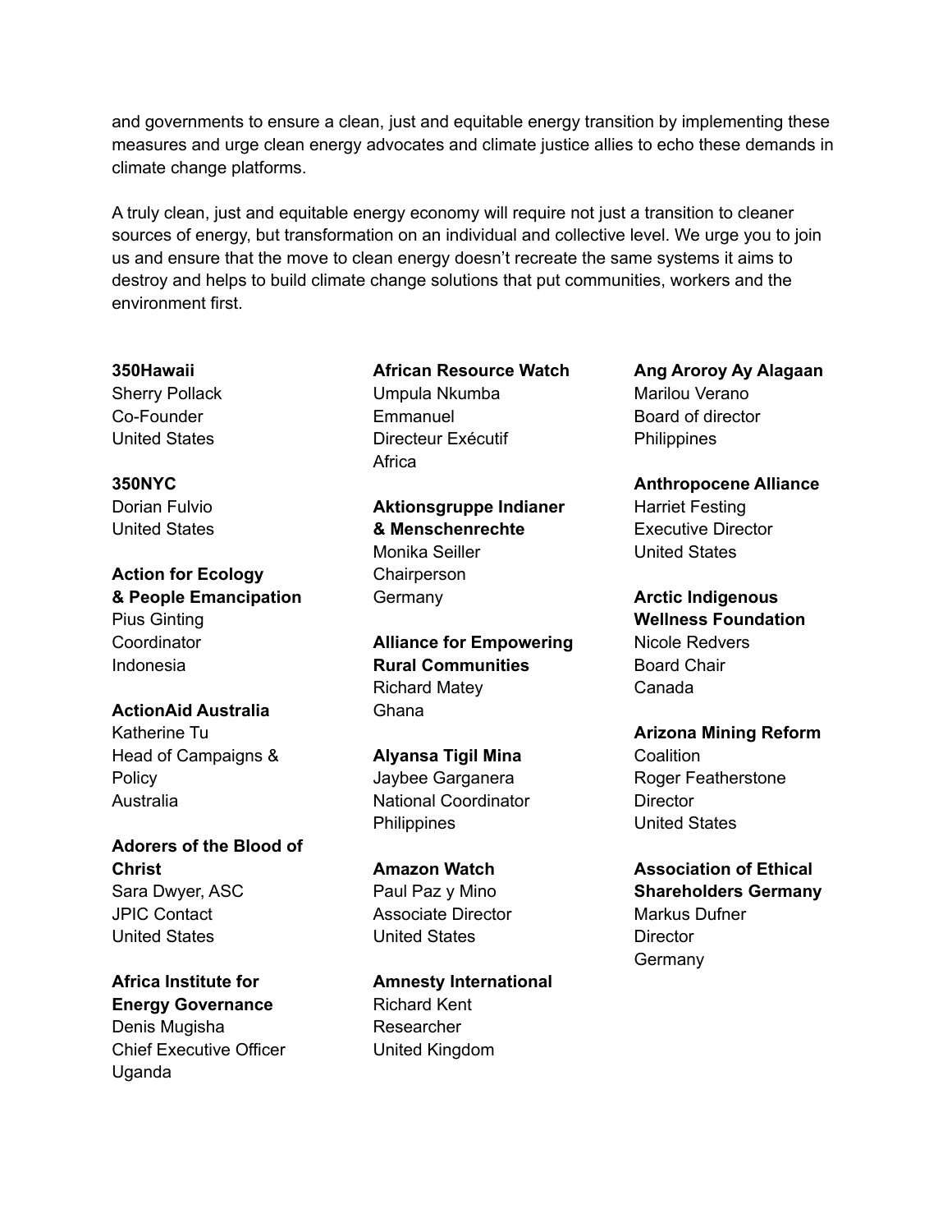and governments to ensure a clean, just and equitable energy transition by implementing these measures and urge clean energy advocates and climate justice allies to echo these demands in climate change platforms.

A truly clean, just and equitable energy economy will require not just a transition to cleaner sources of energy, but transformation on an individual and collective level. We urge you to join us and ensure that the move to clean energy doesn't recreate the same systems it aims to destroy and helps to build climate change solutions that put communities, workers and the environment first.

**350Hawaii**
Sherry Pollack
Co-Founder
United States

**350NYC**
Dorian Fulvio
United States

**Action for Ecology & People Emancipation**
Pius Ginting
Coordinator
Indonesia

**ActionAid Australia**
Katherine Tu
Head of Campaigns & Policy
Australia

**Adorers of the Blood of Christ**
Sara Dwyer, ASC
JPIC Contact
United States

**Africa Institute for Energy Governance**
Denis Mugisha
Chief Executive Officer
Uganda

**African Resource Watch**
Umpula Nkumba Emmanuel
Directeur Exécutif
Africa

**Aktionsgruppe Indianer & Menschenrechte**
Monika Seiller
Chairperson
Germany

**Alliance for Empowering Rural Communities**
Richard Matey
Ghana

**Alyansa Tigil Mina**
Jaybee Garganera
National Coordinator
Philippines

**Amazon Watch**
Paul Paz y Mino
Associate Director
United States

**Amnesty International**
Richard Kent
Researcher
United Kingdom

**Ang Aroroy Ay Alagaan**
Marilou Verano
Board of director
Philippines

**Anthropocene Alliance**
Harriet Festing
Executive Director
United States

**Arctic Indigenous Wellness Foundation**
Nicole Redvers
Board Chair
Canada

**Arizona Mining Reform** Coalition
Roger Featherstone
Director
United States

**Association of Ethical Shareholders Germany**
Markus Dufner
Director
Germany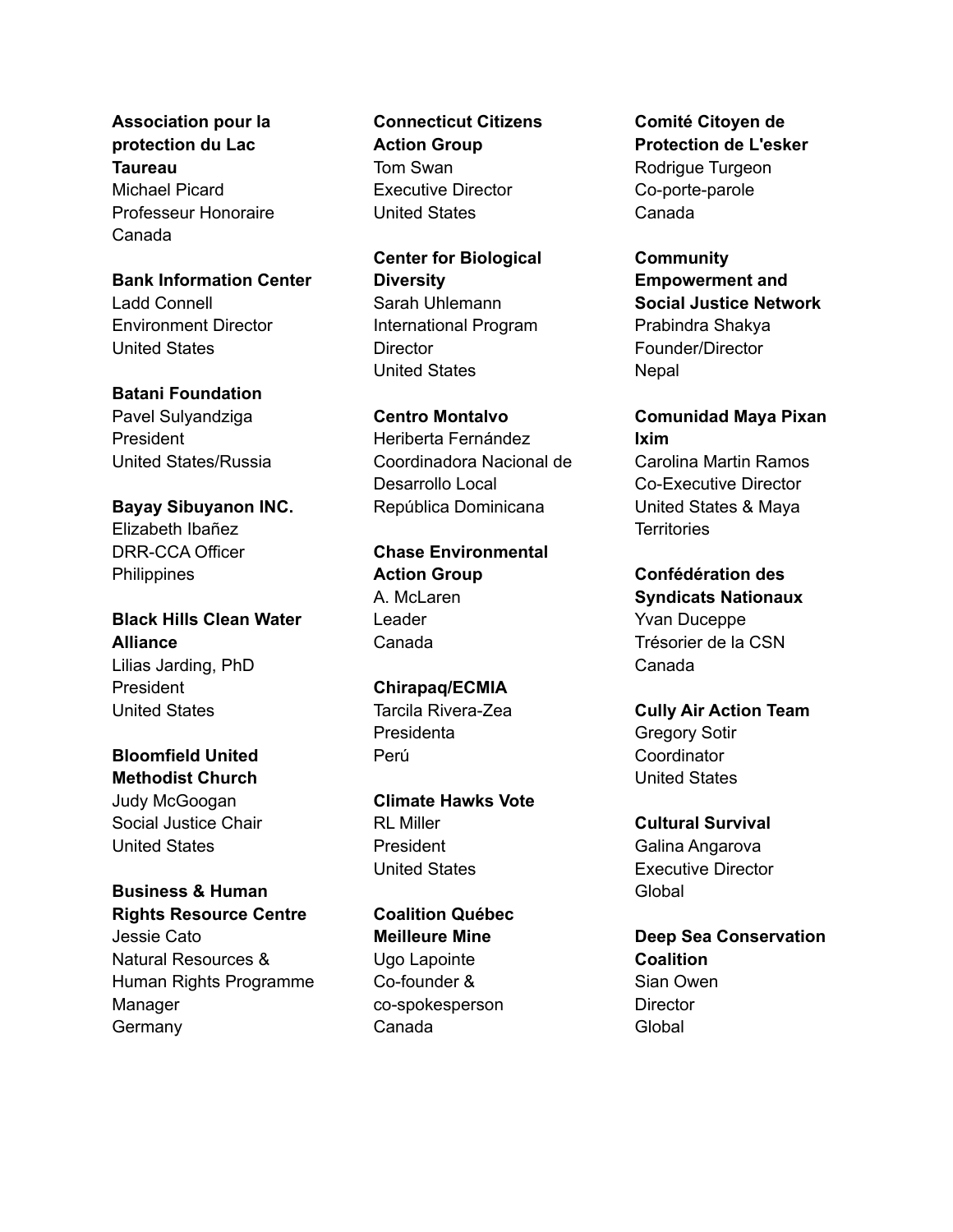**Association pour la protection du Lac Taureau**
Michael Picard
Professeur Honoraire
Canada

**Bank Information Center**
Ladd Connell
Environment Director
United States

**Batani Foundation**
Pavel Sulyandziga
President
United States/Russia

**Bayay Sibuyanon INC.**
Elizabeth Ibañez
DRR-CCA Officer
Philippines

**Black Hills Clean Water Alliance**
Lilias Jarding, PhD
President
United States

**Bloomfield United Methodist Church**
Judy McGoogan
Social Justice Chair
United States

**Business & Human Rights Resource Centre**
Jessie Cato
Natural Resources & Human Rights Programme Manager
Germany

**Connecticut Citizens Action Group**
Tom Swan
Executive Director
United States

**Center for Biological Diversity**
Sarah Uhlemann
International Program Director
United States

**Centro Montalvo**
Heriberta Fernández
Coordinadora Nacional de Desarrollo Local
República Dominicana

**Chase Environmental Action Group**
A. McLaren
Leader
Canada

**Chirapaq/ECMIA**
Tarcila Rivera-Zea
Presidenta
Perú

**Climate Hawks Vote**
RL Miller
President
United States

**Coalition Québec Meilleure Mine**
Ugo Lapointe
Co-founder & co-spokesperson
Canada

**Comité Citoyen de Protection de L'esker**
Rodrigue Turgeon
Co-porte-parole
Canada

**Community Empowerment and Social Justice Network**
Prabindra Shakya
Founder/Director
Nepal

**Comunidad Maya Pixan Ixim**
Carolina Martin Ramos
Co-Executive Director
United States & Maya Territories

**Confédération des Syndicats Nationaux**
Yvan Duceppe
Trésorier de la CSN
Canada

**Cully Air Action Team**
Gregory Sotir
Coordinator
United States

**Cultural Survival**
Galina Angarova
Executive Director
Global

**Deep Sea Conservation Coalition**
Sian Owen
Director
Global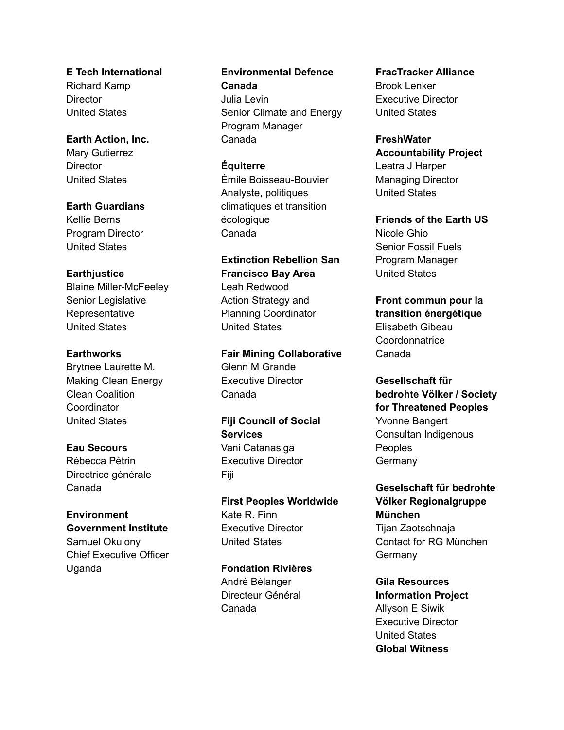**E Tech International**
Richard Kamp
Director
United States

**Earth Action, Inc.**
Mary Gutierrez
Director
United States

**Earth Guardians**
Kellie Berns
Program Director
United States

**Earthjustice**
Blaine Miller-McFeeley
Senior Legislative Representative
United States

**Earthworks**
Brytnee Laurette M.
Making Clean Energy Clean Coalition Coordinator
United States

**Eau Secours**
Rébecca Pétrin
Directrice générale
Canada

**Environment Government Institute**
Samuel Okulony
Chief Executive Officer
Uganda

**Environmental Defence Canada**
Julia Levin
Senior Climate and Energy Program Manager
Canada

**Équiterre**
Émile Boisseau-Bouvier
Analyste, politiques climatiques et transition écologique
Canada

**Extinction Rebellion San Francisco Bay Area**
Leah Redwood
Action Strategy and Planning Coordinator
United States

**Fair Mining Collaborative**
Glenn M Grande
Executive Director
Canada

**Fiji Council of Social Services**
Vani Catanasiga
Executive Director
Fiji

**First Peoples Worldwide**
Kate R. Finn
Executive Director
United States

**Fondation Rivières**
André Bélanger
Directeur Général
Canada

**FracTracker Alliance**
Brook Lenker
Executive Director
United States

**FreshWater Accountability Project**
Leatra J Harper
Managing Director
United States

**Friends of the Earth US**
Nicole Ghio
Senior Fossil Fuels Program Manager
United States

**Front commun pour la transition énergétique**
Elisabeth Gibeau
Coordonnatrice
Canada

**Gesellschaft für bedrohte Völker / Society for Threatened Peoples**
Yvonne Bangert
Consultan Indigenous Peoples
Germany

**Geselschaft für bedrohte Völker Regionalgruppe München**
Tijan Zaotschnaja
Contact for RG München
Germany

**Gila Resources Information Project**
Allyson E Siwik
Executive Director
United States

**Global Witness**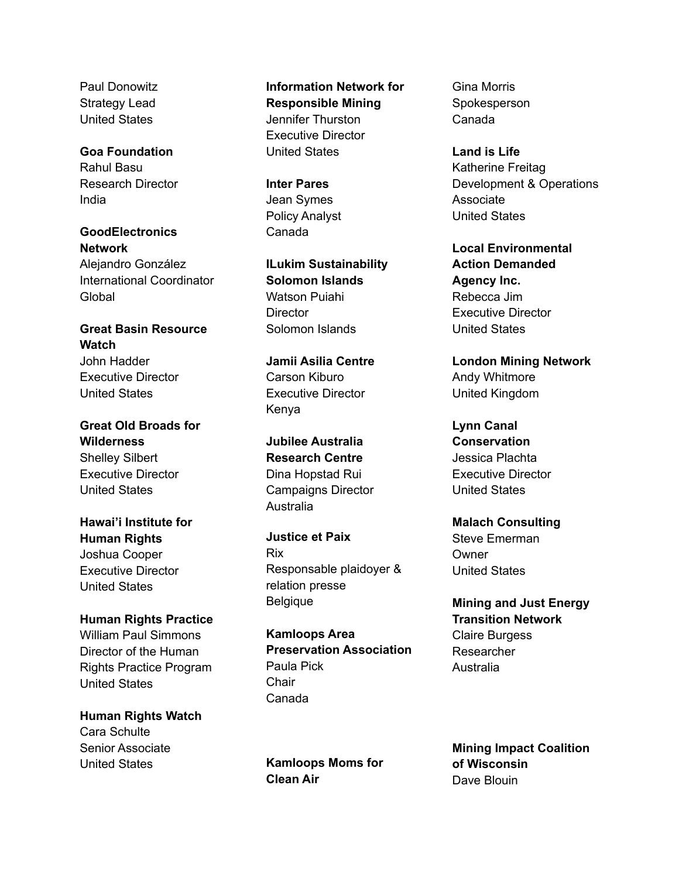Paul Donowitz
Strategy Lead
United States

**Goa Foundation**
Rahul Basu
Research Director
India

**GoodElectronics Network**
Alejandro González
International Coordinator
Global

**Great Basin Resource Watch**
John Hadder
Executive Director
United States

**Great Old Broads for Wilderness**
Shelley Silbert
Executive Director
United States

**Hawai'i Institute for Human Rights**
Joshua Cooper
Executive Director
United States

**Human Rights Practice**
William Paul Simmons
Director of the Human Rights Practice Program
United States

**Human Rights Watch**
Cara Schulte
Senior Associate
United States

**Information Network for Responsible Mining**
Jennifer Thurston
Executive Director
United States

**Inter Pares**
Jean Symes
Policy Analyst
Canada

**ILukim Sustainability Solomon Islands**
Watson Puiahi
Director
Solomon Islands

**Jamii Asilia Centre**
Carson Kiburo
Executive Director
Kenya

**Jubilee Australia Research Centre**
Dina Hopstad Rui
Campaigns Director
Australia

**Justice et Paix**
Rix
Responsable plaidoyer & relation presse
Belgique

**Kamloops Area Preservation Association**
Paula Pick
Chair
Canada

**Kamloops Moms for Clean Air**
Gina Morris
Spokesperson
Canada

**Land is Life**
Katherine Freitag
Development & Operations Associate
United States

**Local Environmental Action Demanded Agency Inc.**
Rebecca Jim
Executive Director
United States

**London Mining Network**
Andy Whitmore
United Kingdom

**Lynn Canal Conservation**
Jessica Plachta
Executive Director
United States

**Malach Consulting**
Steve Emerman
Owner
United States

**Mining and Just Energy Transition Network**
Claire Burgess
Researcher
Australia

**Mining Impact Coalition of Wisconsin**
Dave Blouin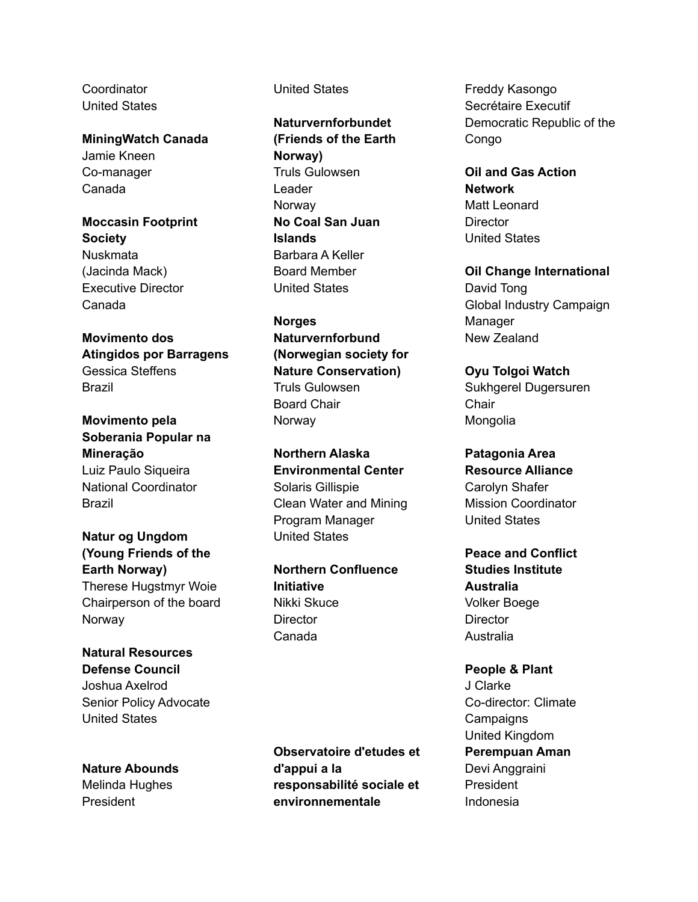Coordinator
United States

**MiningWatch Canada**
Jamie Kneen
Co-manager
Canada

**Moccasin Footprint Society**
Nuskmata
(Jacinda Mack)
Executive Director
Canada

**Movimento dos Atingidos por Barragens**
Gessica Steffens
Brazil

**Movimento pela Soberania Popular na Mineração**
Luiz Paulo Siqueira
National Coordinator
Brazil

**Natur og Ungdom (Young Friends of the Earth Norway)**
Therese Hugstmyr Woie
Chairperson of the board
Norway

**Natural Resources Defense Council**
Joshua Axelrod
Senior Policy Advocate
United States

**Nature Abounds**
Melinda Hughes
President
United States

**Naturvernforbundet (Friends of the Earth Norway)**
Truls Gulowsen
Leader
Norway

**No Coal San Juan Islands**
Barbara A Keller
Board Member
United States

**Norges Naturvernforbund (Norwegian society for Nature Conservation)**
Truls Gulowsen
Board Chair
Norway

**Northern Alaska Environmental Center**
Solaris Gillispie
Clean Water and Mining Program Manager
United States

**Northern Confluence Initiative**
Nikki Skuce
Director
Canada

**Observatoire d'etudes et d'appui a la responsabilité sociale et environnementale**
Freddy Kasongo
Secrétaire Executif
Democratic Republic of the Congo

**Oil and Gas Action Network**
Matt Leonard
Director
United States

**Oil Change International**
David Tong
Global Industry Campaign Manager
New Zealand

**Oyu Tolgoi Watch**
Sukhgerel Dugersuren
Chair
Mongolia

**Patagonia Area Resource Alliance**
Carolyn Shafer
Mission Coordinator
United States

**Peace and Conflict Studies Institute Australia**
Volker Boege
Director
Australia

**People & Plant**
J Clarke
Co-director: Climate Campaigns
United Kingdom

**Perempuan Aman**
Devi Anggraini
President
Indonesia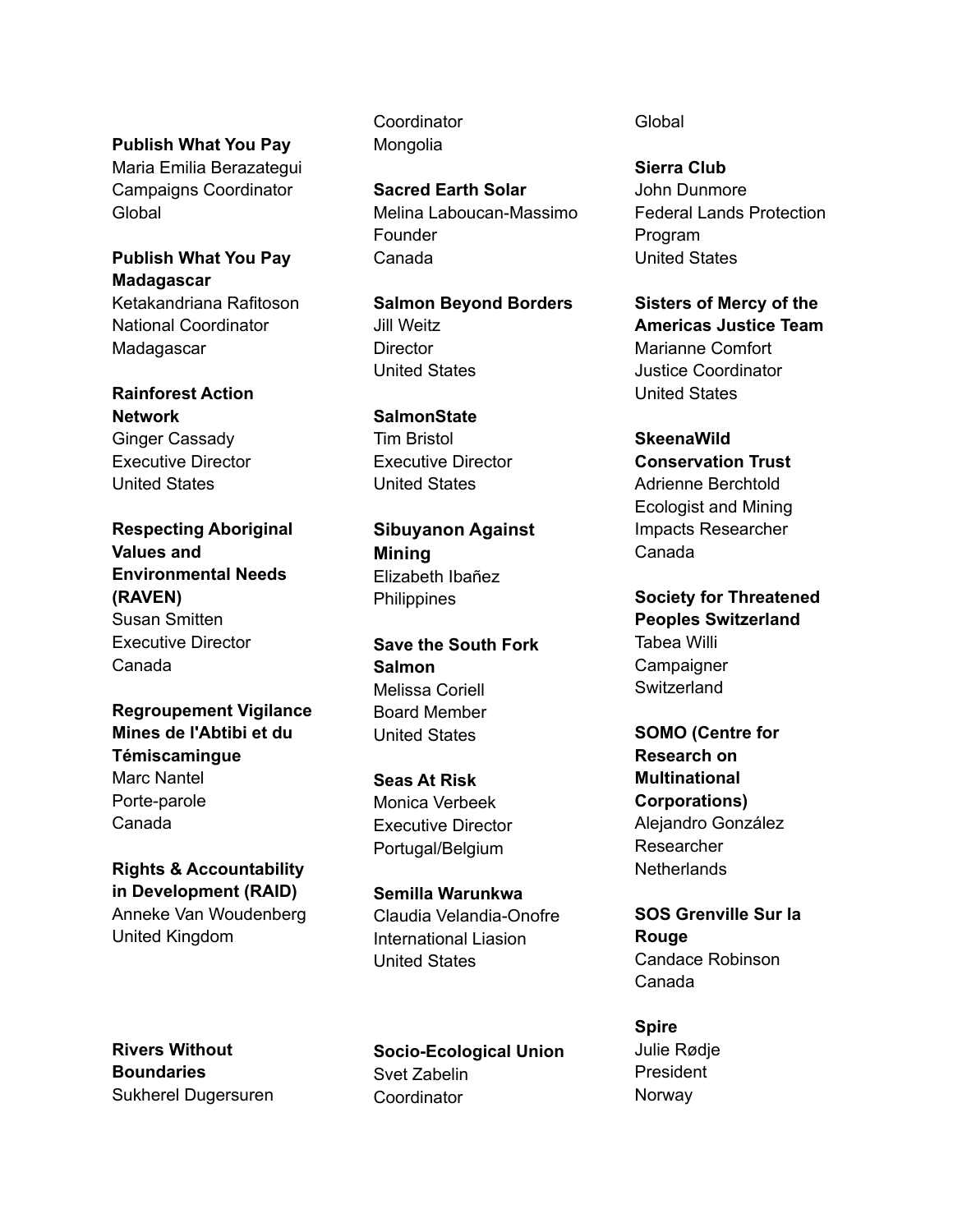**Publish What You Pay**
Maria Emilia Berazategui
Campaigns Coordinator
Global

**Publish What You Pay Madagascar**
Ketakandriana Rafitoson
National Coordinator
Madagascar

**Rainforest Action Network**
Ginger Cassady
Executive Director
United States

**Respecting Aboriginal Values and Environmental Needs (RAVEN)**
Susan Smitten
Executive Director
Canada

**Regroupement Vigilance Mines de l'Abtibi et du Témiscamingue**
Marc Nantel
Porte-parole
Canada

**Rights & Accountability in Development (RAID)**
Anneke Van Woudenberg
United Kingdom

**Rivers Without Boundaries**
Sukherel Dugersuren
Coordinator
Mongolia

**Sacred Earth Solar**
Melina Laboucan-Massimo
Founder
Canada

**Salmon Beyond Borders**
Jill Weitz
Director
United States

**SalmonState**
Tim Bristol
Executive Director
United States

**Sibuyanon Against Mining**
Elizabeth Ibañez
Philippines

**Save the South Fork Salmon**
Melissa Coriell
Board Member
United States

**Seas At Risk**
Monica Verbeek
Executive Director
Portugal/Belgium

**Semilla Warunkwa**
Claudia Velandia-Onofre
International Liasion
United States

**Socio-Ecological Union**
Svet Zabelin
Coordinator
Global

**Sierra Club**
John Dunmore
Federal Lands Protection Program
United States

**Sisters of Mercy of the Americas Justice Team**
Marianne Comfort
Justice Coordinator
United States

**SkeenaWild Conservation Trust**
Adrienne Berchtold
Ecologist and Mining Impacts Researcher
Canada

**Society for Threatened Peoples Switzerland**
Tabea Willi
Campaigner
Switzerland

**SOMO (Centre for Research on Multinational Corporations)**
Alejandro González
Researcher
Netherlands

**SOS Grenville Sur la Rouge**
Candace Robinson
Canada

**Spire**
Julie Rødje
President
Norway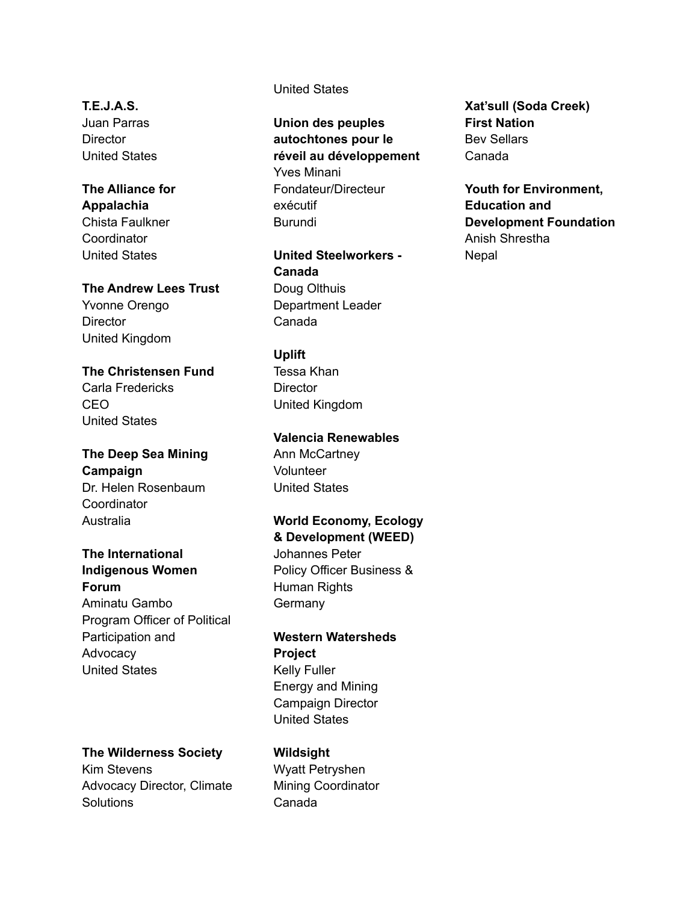United States

**T.E.J.A.S.**
Juan Parras
Director
United States

**The Alliance for Appalachia**
Chista Faulkner
Coordinator
United States

**The Andrew Lees Trust**
Yvonne Orengo
Director
United Kingdom

**The Christensen Fund**
Carla Fredericks
CEO
United States

**The Deep Sea Mining Campaign**
Dr. Helen Rosenbaum
Coordinator
Australia

**The International Indigenous Women Forum**
Aminatu Gambo
Program Officer of Political Participation and Advocacy
United States

**The Wilderness Society**
Kim Stevens
Advocacy Director, Climate Solutions

**Union des peuples autochtones pour le réveil au développement**
Yves Minani
Fondateur/Directeur exécutif
Burundi

**United Steelworkers - Canada**
Doug Olthuis
Department Leader
Canada

**Uplift**
Tessa Khan
Director
United Kingdom

**Valencia Renewables**
Ann McCartney
Volunteer
United States

**World Economy, Ecology & Development (WEED)**
Johannes Peter
Policy Officer Business & Human Rights
Germany

**Western Watersheds Project**
Kelly Fuller
Energy and Mining Campaign Director
United States

**Wildsight**
Wyatt Petryshen
Mining Coordinator
Canada

**Xat'sull (Soda Creek) First Nation**
Bev Sellars
Canada

**Youth for Environment, Education and Development Foundation**
Anish Shrestha
Nepal